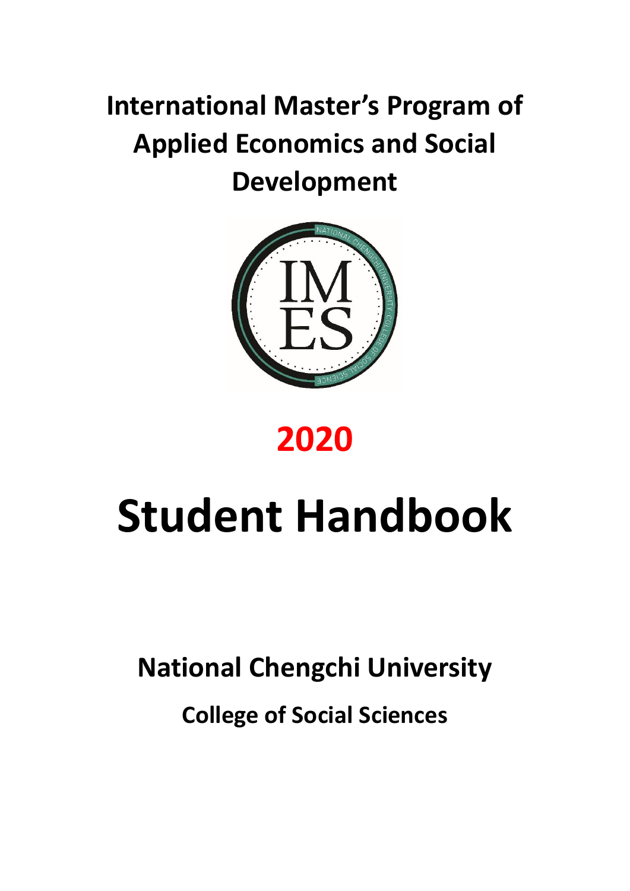# International Master's Program of Applied Economics and Social Development

# 2020

# Student Handbook

## National Chengchi University

### College of Social Sciences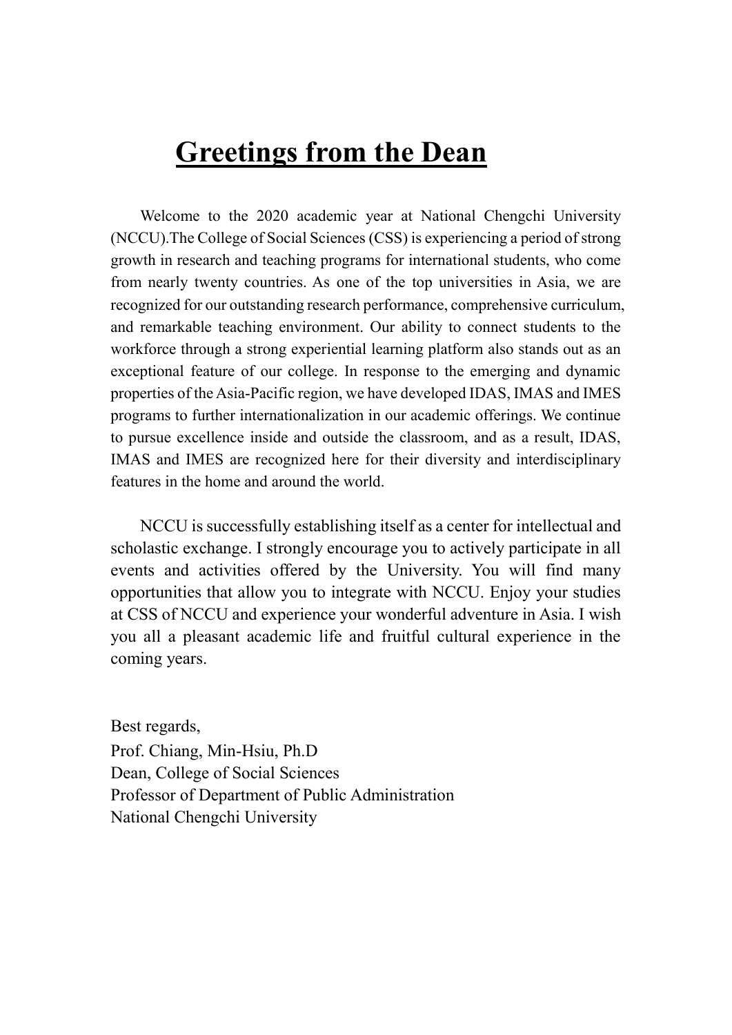# Greetings from the Dean

Welcome to the 2020 academic year at National Chengchi University (NCCU).The College of Social Sciences (CSS) is experiencing a period of strong growth in research and teaching programs for international students, who come from nearly twenty countries. As one of the top universities in Asia, we are recognized for our outstanding research performance, comprehensive curriculum, and remarkable teaching environment. Our ability to connect students to the workforce through a strong experiential learning platform also stands out as an exceptional feature of our college. In response to the emerging and dynamic properties of the Asia-Pacific region, we have developed IDAS, IMAS and IMES programs to further internationalization in our academic offerings. We continue to pursue excellence inside and outside the classroom, and as a result, IDAS, IMAS and IMES are recognized here for their diversity and interdisciplinary features in the home and around the world.

NCCU is successfully establishing itself as a center for intellectual and scholastic exchange. I strongly encourage you to actively participate in all events and activities offered by the University. You will find many opportunities that allow you to integrate with NCCU. Enjoy your studies at CSS of NCCU and experience your wonderful adventure in Asia. I wish you all a pleasant academic life and fruitful cultural experience in the coming years.

Best regards,
Prof. Chiang, Min-Hsiu, Ph.D
Dean, College of Social Sciences
Professor of Department of Public Administration
National Chengchi University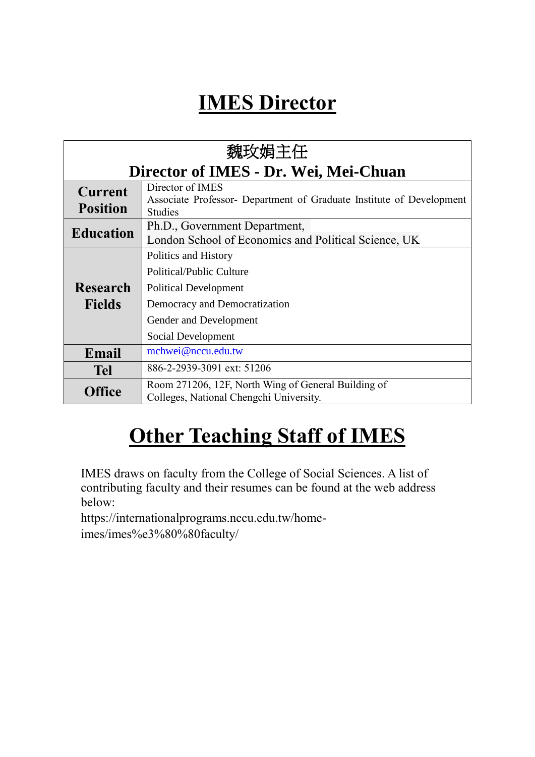# IMES Director

| 魏玫娟主任<br>Director of IMES - Dr. Wei, Mei-Chuan | |
|---|---|
| **Current Position** | Director of IMES<br>Associate Professor- Department of Graduate Institute of Development Studies |
| **Education** | Ph.D., Government Department,<br>London School of Economics and Political Science, UK |
| **Research Fields** | Politics and History<br>Political/Public Culture<br>Political Development<br>Democracy and Democratization<br>Gender and Development<br>Social Development |
| **Email** | mchwei@nccu.edu.tw |
| **Tel** | 886-2-2939-3091 ext: 51206 |
| **Office** | Room 271206, 12F, North Wing of General Building of Colleges, National Chengchi University. |

# Other Teaching Staff of IMES

IMES draws on faculty from the College of Social Sciences. A list of contributing faculty and their resumes can be found at the web address below:

https://internationalprograms.nccu.edu.tw/home-imes/imes%e3%80%80faculty/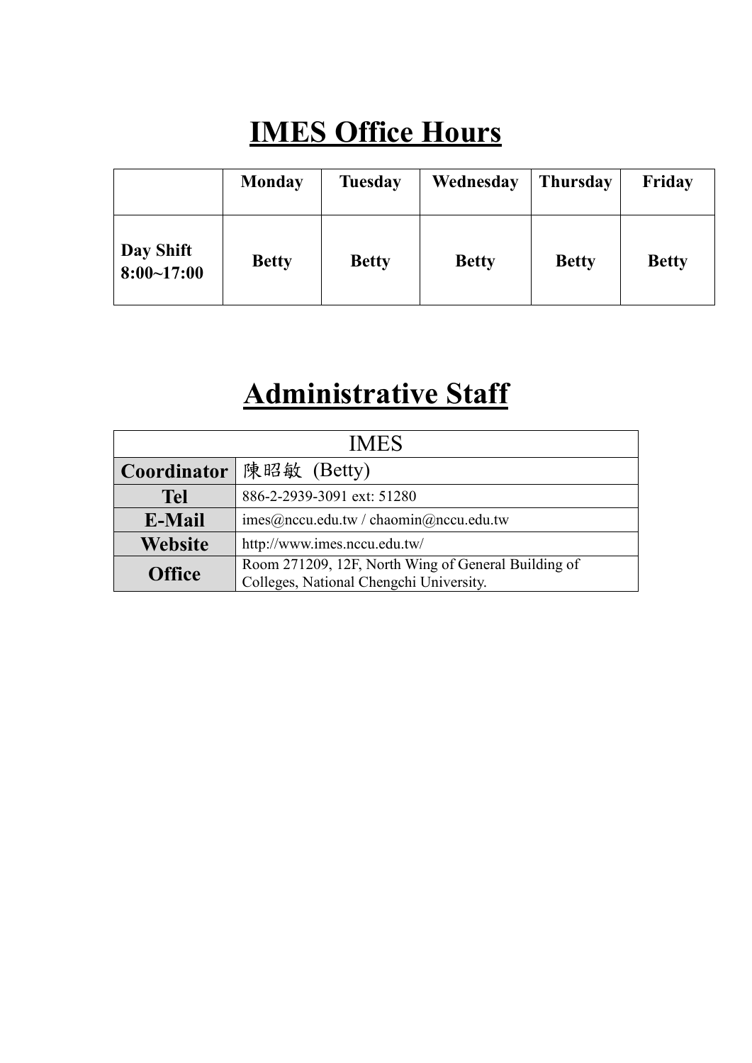# IMES Office Hours

| | Monday | Tuesday | Wednesday | Thursday | Friday |
|---|---|---|---|---|---|
| **Day Shift 8:00~17:00** | **Betty** | **Betty** | **Betty** | **Betty** | **Betty** |

# Administrative Staff

| IMES | |
|---|---|
| **Coordinator** | 陳昭敏 (Betty) |
| **Tel** | 886-2-2939-3091 ext: 51280 |
| **E-Mail** | imes@nccu.edu.tw / chaomin@nccu.edu.tw |
| **Website** | http://www.imes.nccu.edu.tw/ |
| **Office** | Room 271209, 12F, North Wing of General Building of Colleges, National Chengchi University. |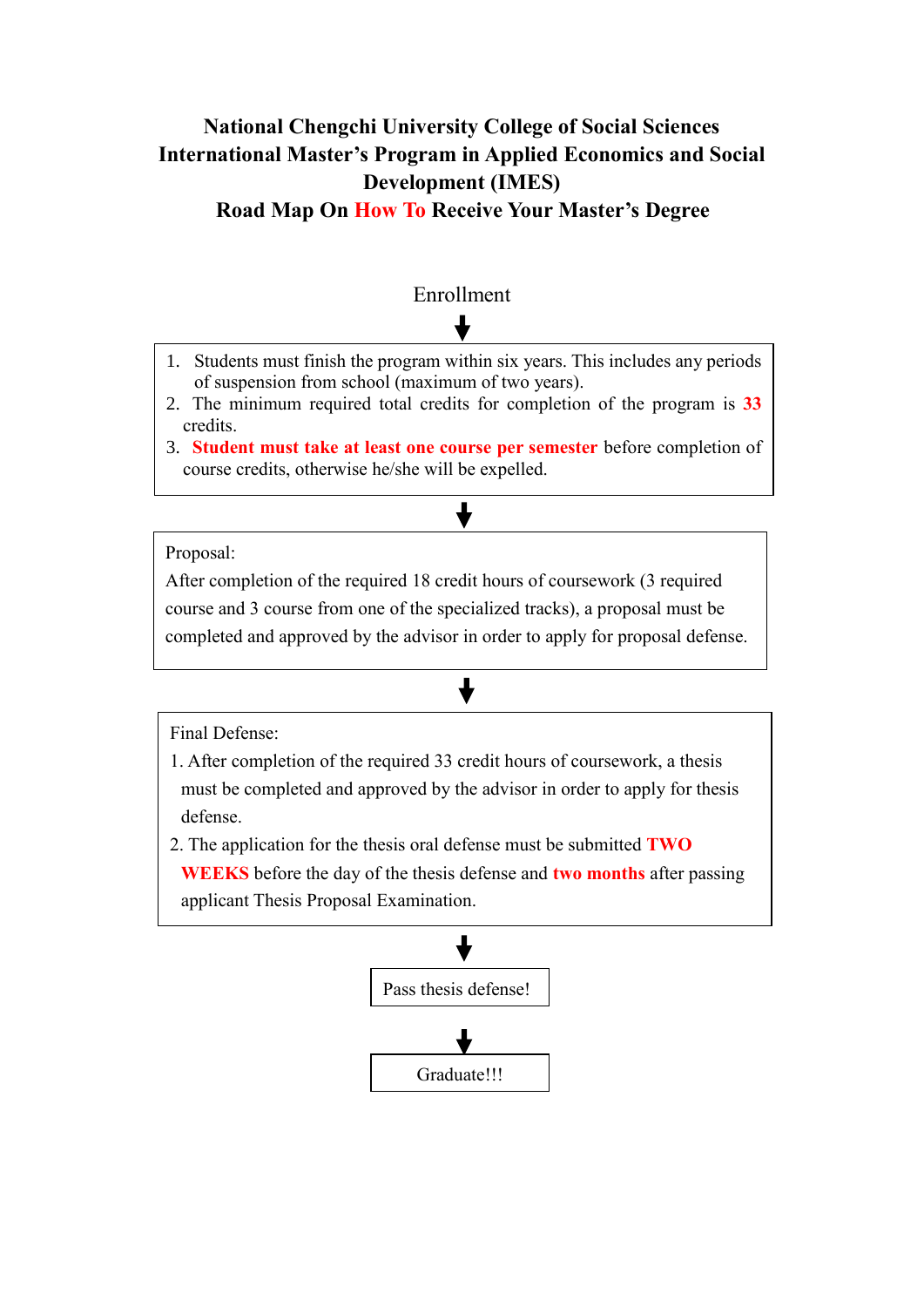# National Chengchi University College of Social Sciences International Master's Program in Applied Economics and Social Development (IMES)

## Road Map On How To Receive Your Master's Degree

Enrollment

↓

1. Students must finish the program within six years. This includes any periods of suspension from school (maximum of two years).
2. The minimum required total credits for completion of the program is **33** credits.
3. **Student must take at least one course per semester** before completion of course credits, otherwise he/she will be expelled.

↓

Proposal:

After completion of the required 18 credit hours of coursework (3 required course and 3 course from one of the specialized tracks), a proposal must be completed and approved by the advisor in order to apply for proposal defense.

↓

Final Defense:

1. After completion of the required 33 credit hours of coursework, a thesis must be completed and approved by the advisor in order to apply for thesis defense.
2. The application for the thesis oral defense must be submitted **TWO WEEKS** before the day of the thesis defense and **two months** after passing applicant Thesis Proposal Examination.

↓

Pass thesis defense!

↓

Graduate!!!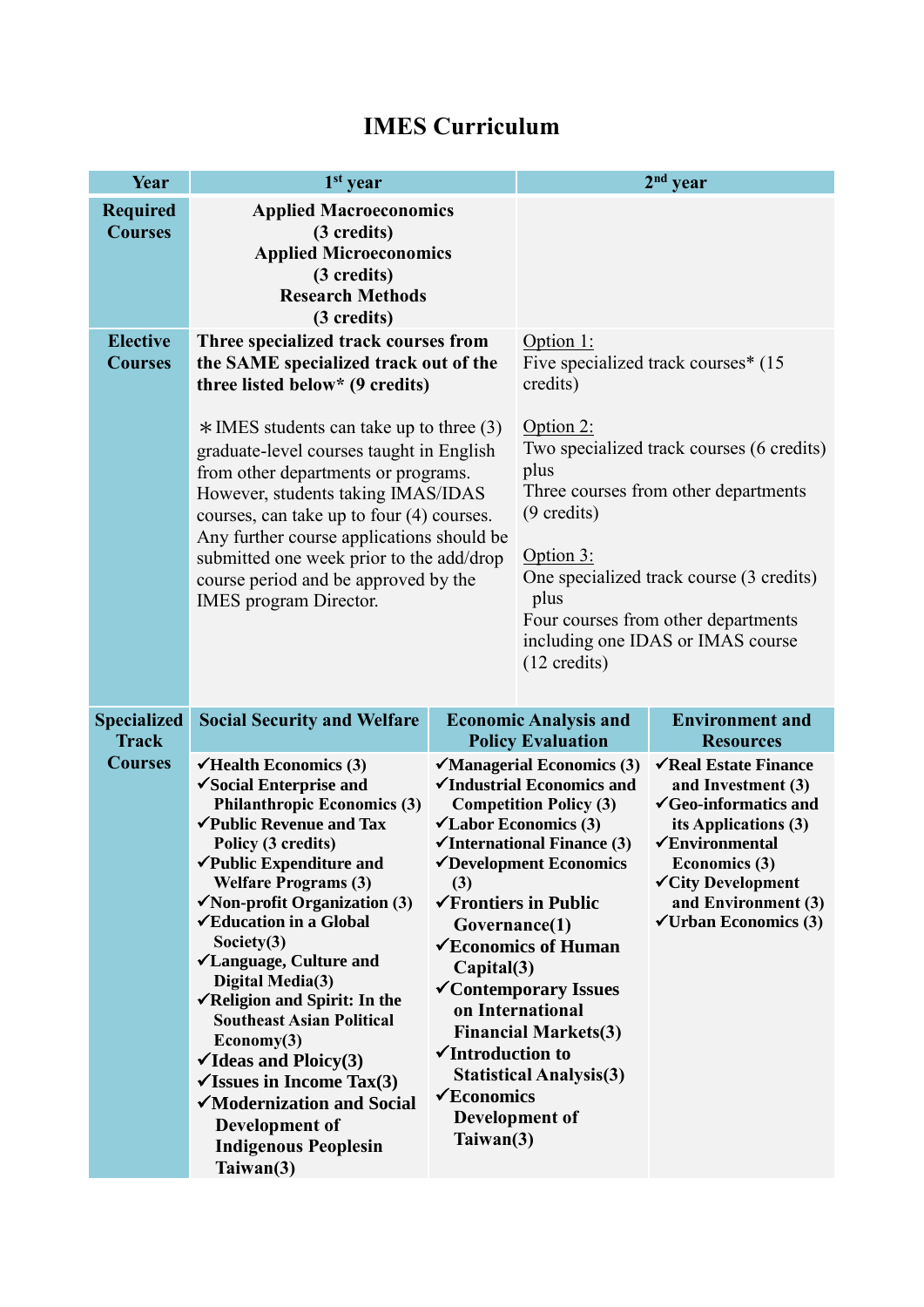# IMES Curriculum

| Year | 1st year | | 2nd year |
|---|---|---|---|
| **Required Courses** | **Applied Macroeconomics (3 credits)**<br>**Applied Microeconomics (3 credits)**<br>**Research Methods (3 credits)** | | |
| **Elective Courses** | **Three specialized track courses from the SAME specialized track out of the three listed below* (9 credits)**<br><br>＊IMES students can take up to three (3) graduate-level courses taught in English from other departments or programs. However, students taking IMAS/IDAS courses, can take up to four (4) courses. Any further course applications should be submitted one week prior to the add/drop course period and be approved by the IMES program Director. | | Option 1:<br>Five specialized track courses* (15 credits)<br><br>Option 2:<br>Two specialized track courses (6 credits) plus<br>Three courses from other departments (9 credits)<br><br>Option 3:<br>One specialized track course (3 credits) plus<br>Four courses from other departments including one IDAS or IMAS course (12 credits) |
| **Specialized Track Courses** | **Social Security and Welfare** | **Economic Analysis and Policy Evaluation** | **Environment and Resources** |
| | ✓**Health Economics (3)**<br>✓**Social Enterprise and Philanthropic Economics (3)**<br>✓**Public Revenue and Tax Policy (3 credits)**<br>✓**Public Expenditure and Welfare Programs (3)**<br>✓**Non-profit Organization (3)**<br>✓**Education in a Global Society(3)**<br>✓**Language, Culture and Digital Media(3)**<br>✓**Religion and Spirit: In the Southeast Asian Political Economy(3)**<br>✓**Ideas and Ploicy(3)**<br>✓**Issues in Income Tax(3)**<br>✓**Modernization and Social Development of Indigenous Peoplesin Taiwan(3)** | ✓**Managerial Economics (3)**<br>✓**Industrial Economics and Competition Policy (3)**<br>✓**Labor Economics (3)**<br>✓**International Finance (3)**<br>✓**Development Economics (3)**<br>✓**Frontiers in Public Governance(1)**<br>✓**Economics of Human Capital(3)**<br>✓**Contemporary Issues on International Financial Markets(3)**<br>✓**Introduction to Statistical Analysis(3)**<br>✓**Economics Development of Taiwan(3)** | ✓**Real Estate Finance and Investment (3)**<br>✓**Geo-informatics and its Applications (3)**<br>✓**Environmental Economics (3)**<br>✓**City Development and Environment (3)**<br>✓**Urban Economics (3)** |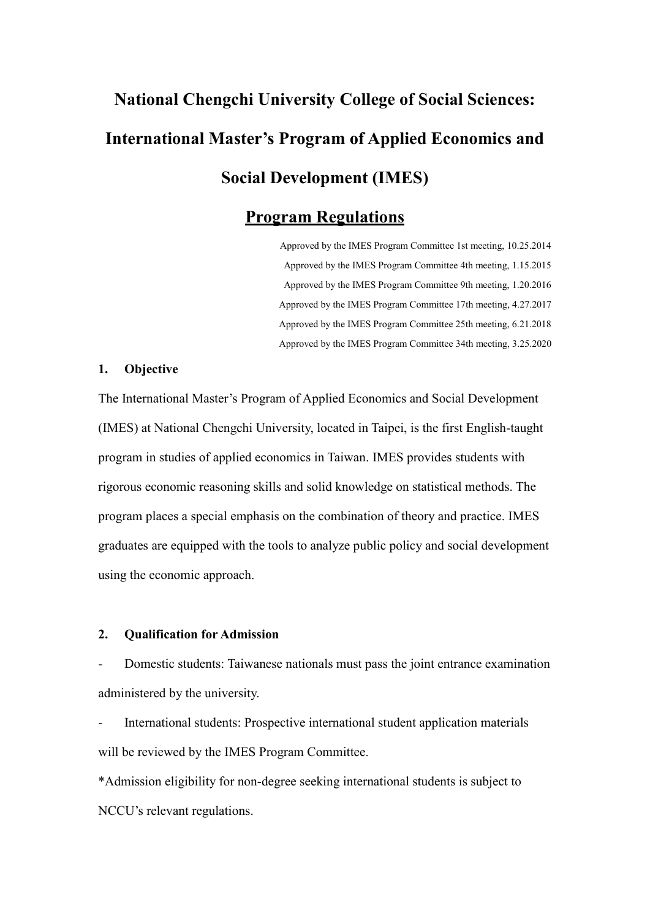# National Chengchi University College of Social Sciences: International Master's Program of Applied Economics and Social Development (IMES)

## Program Regulations

Approved by the IMES Program Committee 1st meeting, 10.25.2014
Approved by the IMES Program Committee 4th meeting, 1.15.2015
Approved by the IMES Program Committee 9th meeting, 1.20.2016
Approved by the IMES Program Committee 17th meeting, 4.27.2017
Approved by the IMES Program Committee 25th meeting, 6.21.2018
Approved by the IMES Program Committee 34th meeting, 3.25.2020

### 1. Objective

The International Master's Program of Applied Economics and Social Development (IMES) at National Chengchi University, located in Taipei, is the first English-taught program in studies of applied economics in Taiwan. IMES provides students with rigorous economic reasoning skills and solid knowledge on statistical methods. The program places a special emphasis on the combination of theory and practice. IMES graduates are equipped with the tools to analyze public policy and social development using the economic approach.

### 2. Qualification for Admission

- Domestic students: Taiwanese nationals must pass the joint entrance examination administered by the university.
- International students: Prospective international student application materials will be reviewed by the IMES Program Committee.

*Admission eligibility for non-degree seeking international students is subject to NCCU's relevant regulations.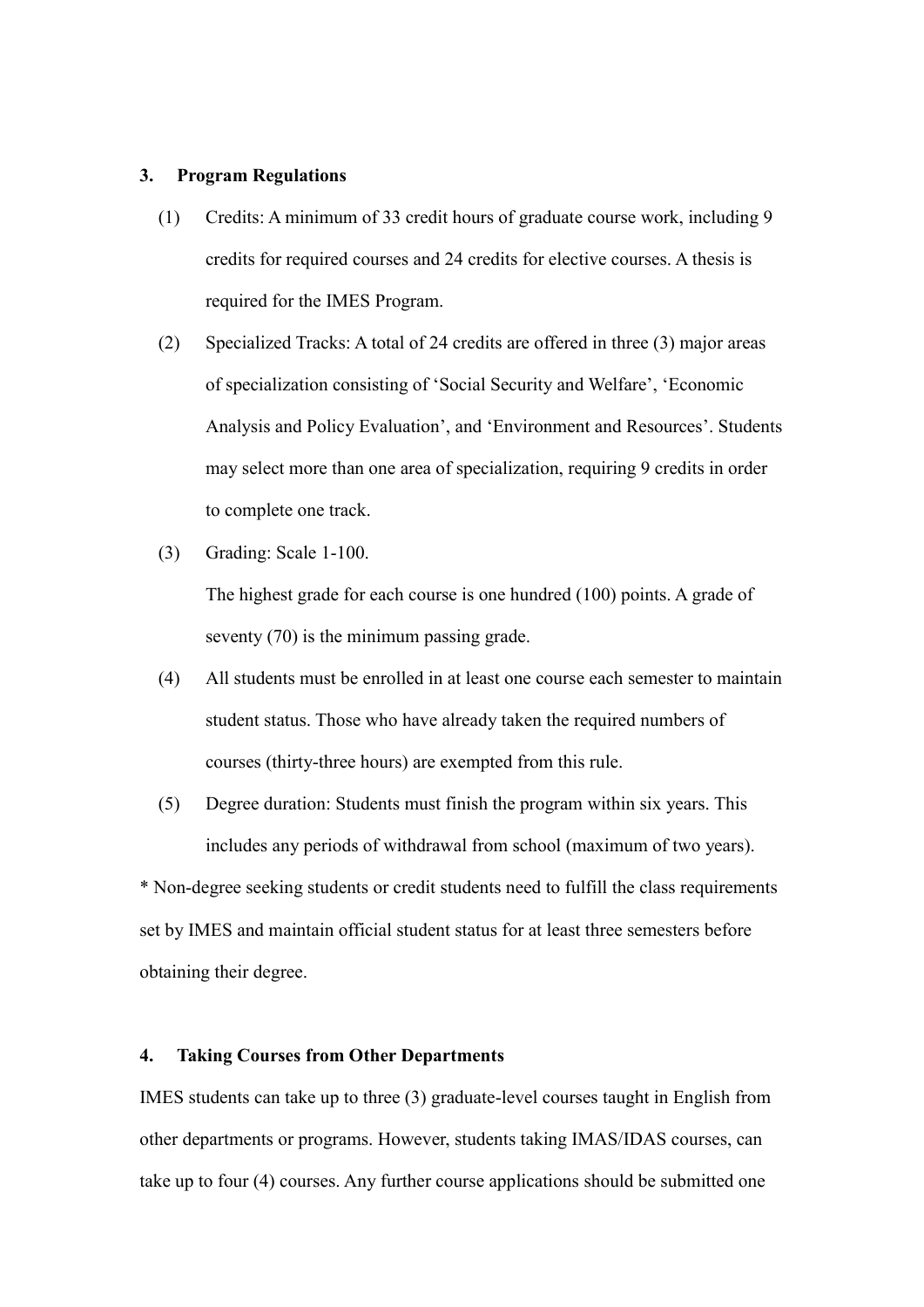## 3. Program Regulations

(1) Credits: A minimum of 33 credit hours of graduate course work, including 9 credits for required courses and 24 credits for elective courses. A thesis is required for the IMES Program.

(2) Specialized Tracks: A total of 24 credits are offered in three (3) major areas of specialization consisting of 'Social Security and Welfare', 'Economic Analysis and Policy Evaluation', and 'Environment and Resources'. Students may select more than one area of specialization, requiring 9 credits in order to complete one track.

(3) Grading: Scale 1-100.
The highest grade for each course is one hundred (100) points. A grade of seventy (70) is the minimum passing grade.

(4) All students must be enrolled in at least one course each semester to maintain student status. Those who have already taken the required numbers of courses (thirty-three hours) are exempted from this rule.

(5) Degree duration: Students must finish the program within six years. This includes any periods of withdrawal from school (maximum of two years).

* Non-degree seeking students or credit students need to fulfill the class requirements set by IMES and maintain official student status for at least three semesters before obtaining their degree.

## 4. Taking Courses from Other Departments

IMES students can take up to three (3) graduate-level courses taught in English from other departments or programs. However, students taking IMAS/IDAS courses, can take up to four (4) courses. Any further course applications should be submitted one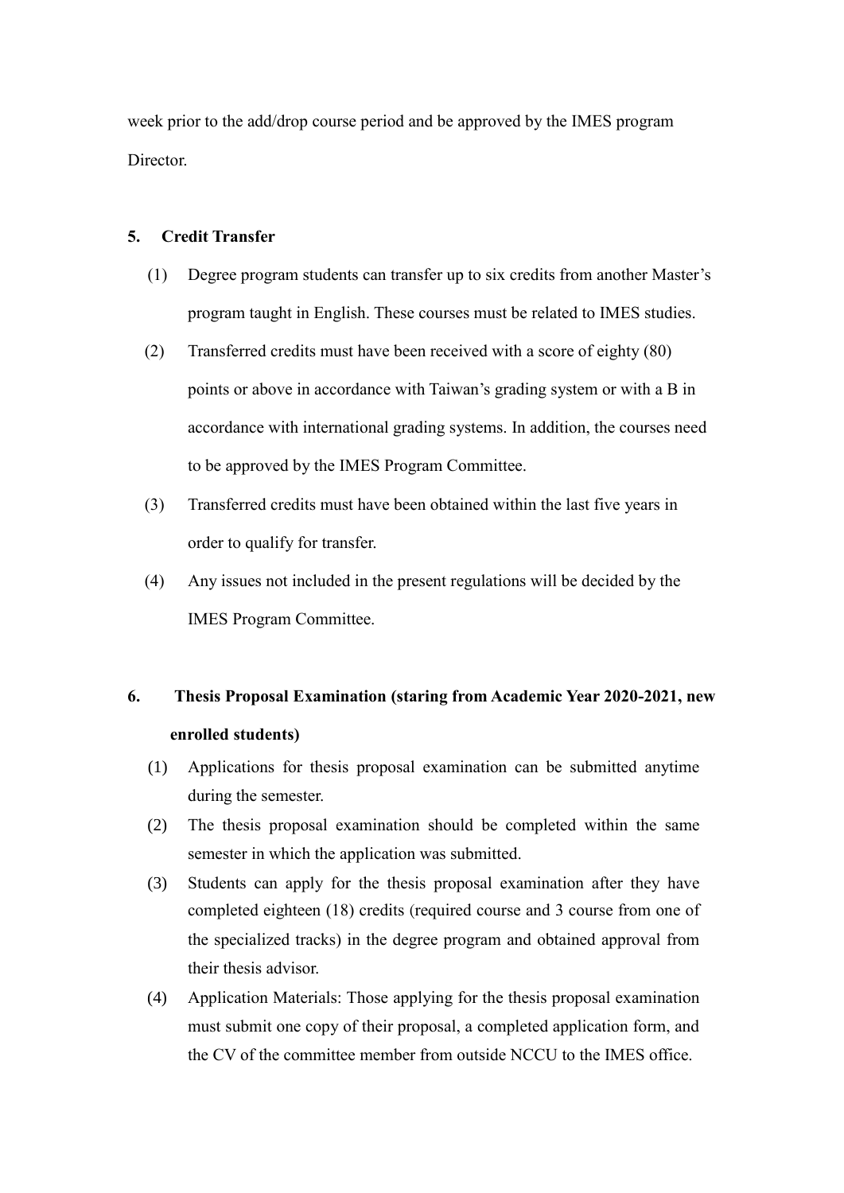week prior to the add/drop course period and be approved by the IMES program Director.

**5. Credit Transfer**

(1) Degree program students can transfer up to six credits from another Master's program taught in English. These courses must be related to IMES studies.

(2) Transferred credits must have been received with a score of eighty (80) points or above in accordance with Taiwan's grading system or with a B in accordance with international grading systems. In addition, the courses need to be approved by the IMES Program Committee.

(3) Transferred credits must have been obtained within the last five years in order to qualify for transfer.

(4) Any issues not included in the present regulations will be decided by the IMES Program Committee.

**6. Thesis Proposal Examination (staring from Academic Year 2020-2021, new enrolled students)**

(1) Applications for thesis proposal examination can be submitted anytime during the semester.

(2) The thesis proposal examination should be completed within the same semester in which the application was submitted.

(3) Students can apply for the thesis proposal examination after they have completed eighteen (18) credits (required course and 3 course from one of the specialized tracks) in the degree program and obtained approval from their thesis advisor.

(4) Application Materials: Those applying for the thesis proposal examination must submit one copy of their proposal, a completed application form, and the CV of the committee member from outside NCCU to the IMES office.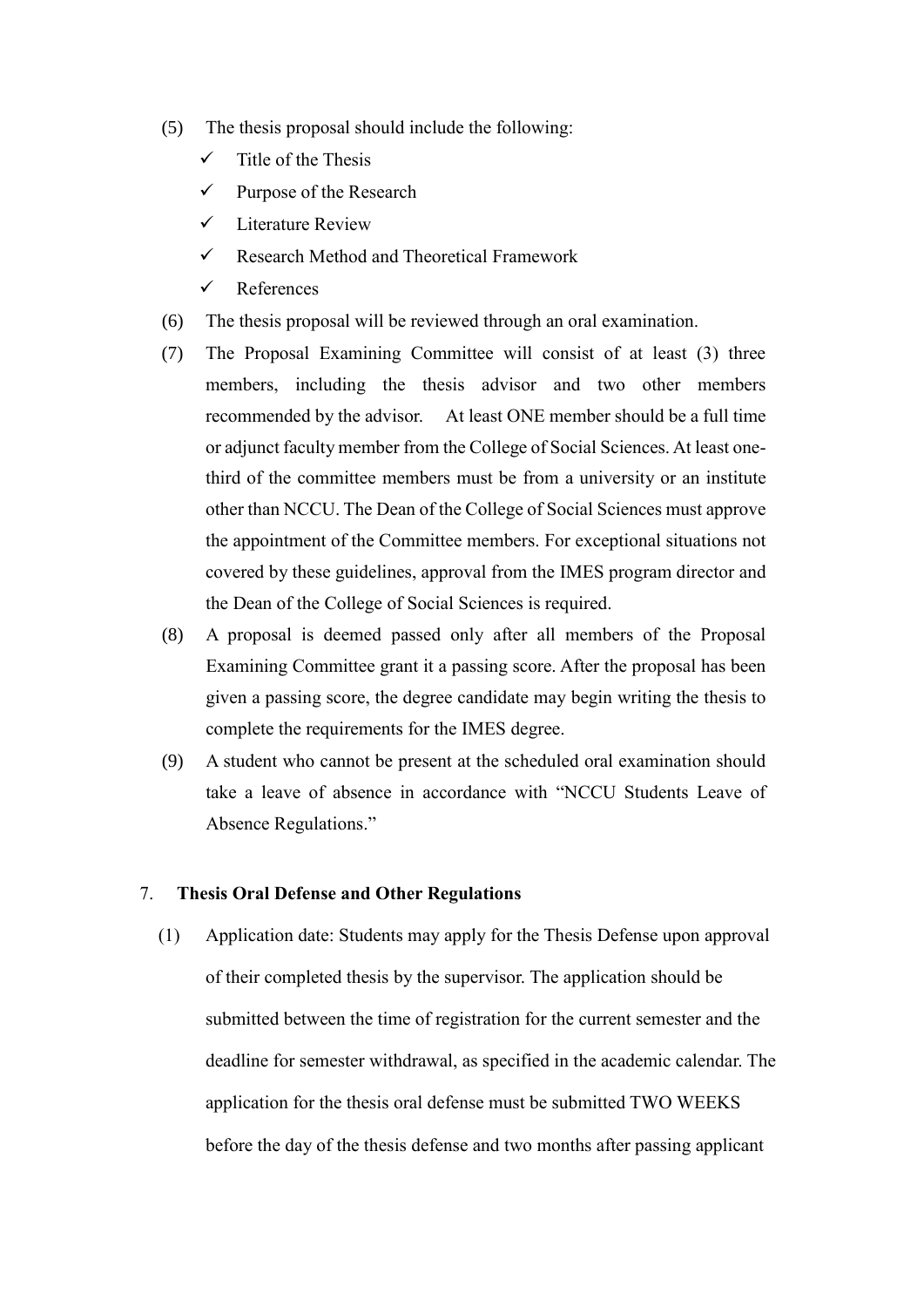(5) The thesis proposal should include the following:

- ✓ Title of the Thesis
- ✓ Purpose of the Research
- ✓ Literature Review
- ✓ Research Method and Theoretical Framework
- ✓ References

(6) The thesis proposal will be reviewed through an oral examination.

(7) The Proposal Examining Committee will consist of at least (3) three members, including the thesis advisor and two other members recommended by the advisor. At least ONE member should be a full time or adjunct faculty member from the College of Social Sciences. At least one-third of the committee members must be from a university or an institute other than NCCU. The Dean of the College of Social Sciences must approve the appointment of the Committee members. For exceptional situations not covered by these guidelines, approval from the IMES program director and the Dean of the College of Social Sciences is required.

(8) A proposal is deemed passed only after all members of the Proposal Examining Committee grant it a passing score. After the proposal has been given a passing score, the degree candidate may begin writing the thesis to complete the requirements for the IMES degree.

(9) A student who cannot be present at the scheduled oral examination should take a leave of absence in accordance with "NCCU Students Leave of Absence Regulations."

7. **Thesis Oral Defense and Other Regulations**

(1) Application date: Students may apply for the Thesis Defense upon approval of their completed thesis by the supervisor. The application should be submitted between the time of registration for the current semester and the deadline for semester withdrawal, as specified in the academic calendar. The application for the thesis oral defense must be submitted TWO WEEKS before the day of the thesis defense and two months after passing applicant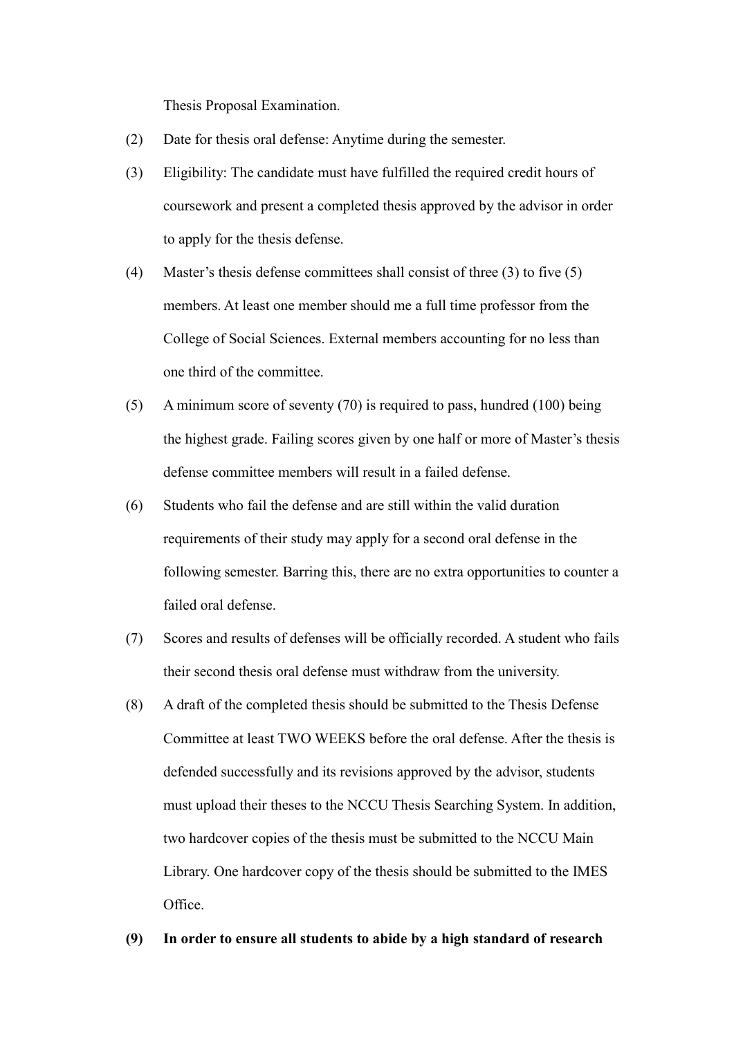Thesis Proposal Examination.

(2) Date for thesis oral defense: Anytime during the semester.

(3) Eligibility: The candidate must have fulfilled the required credit hours of coursework and present a completed thesis approved by the advisor in order to apply for the thesis defense.

(4) Master's thesis defense committees shall consist of three (3) to five (5) members. At least one member should me a full time professor from the College of Social Sciences. External members accounting for no less than one third of the committee.

(5) A minimum score of seventy (70) is required to pass, hundred (100) being the highest grade. Failing scores given by one half or more of Master's thesis defense committee members will result in a failed defense.

(6) Students who fail the defense and are still within the valid duration requirements of their study may apply for a second oral defense in the following semester. Barring this, there are no extra opportunities to counter a failed oral defense.

(7) Scores and results of defenses will be officially recorded. A student who fails their second thesis oral defense must withdraw from the university.

(8) A draft of the completed thesis should be submitted to the Thesis Defense Committee at least TWO WEEKS before the oral defense. After the thesis is defended successfully and its revisions approved by the advisor, students must upload their theses to the NCCU Thesis Searching System. In addition, two hardcover copies of the thesis must be submitted to the NCCU Main Library. One hardcover copy of the thesis should be submitted to the IMES Office.

**(9) In order to ensure all students to abide by a high standard of research**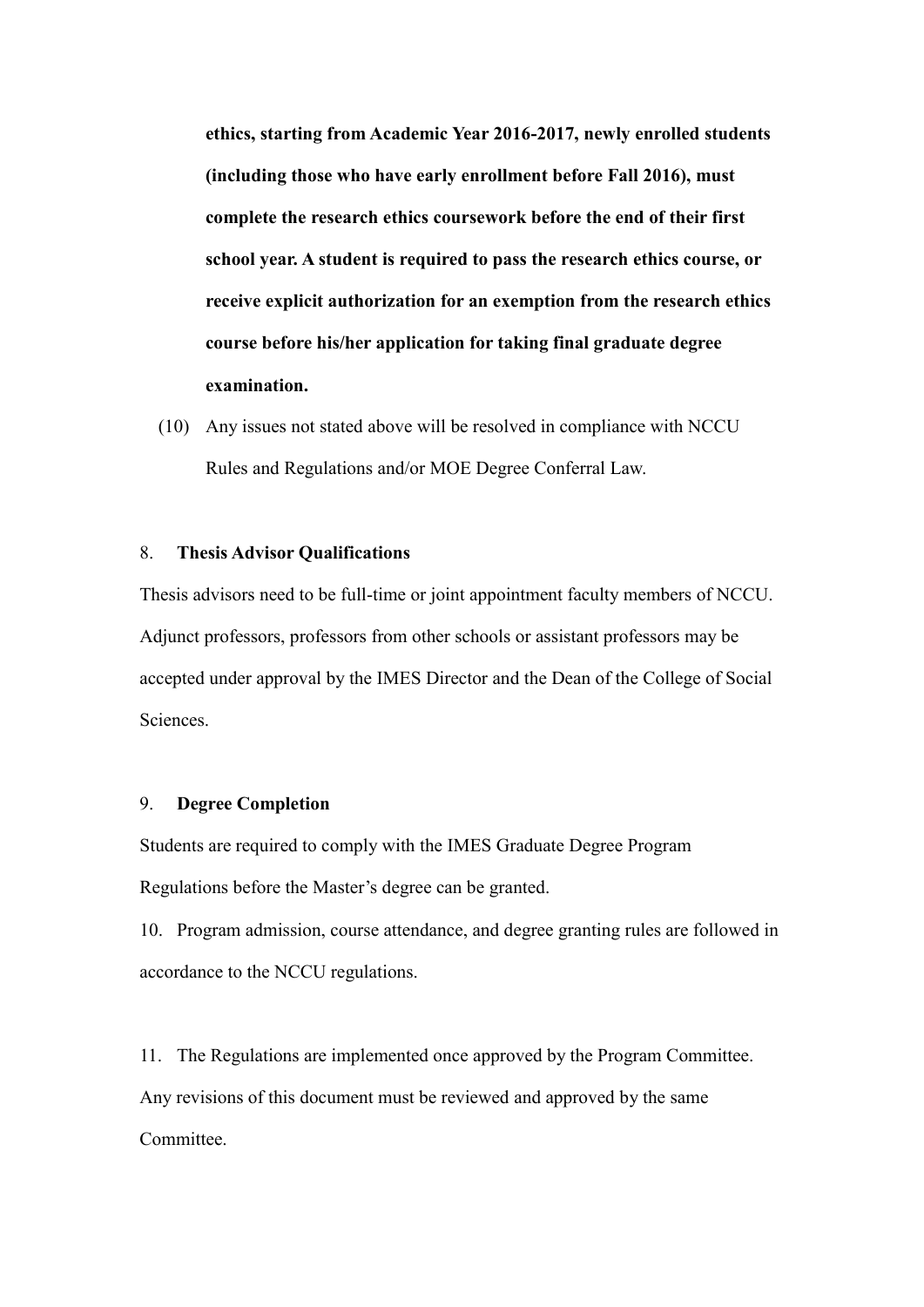**ethics, starting from Academic Year 2016-2017, newly enrolled students (including those who have early enrollment before Fall 2016), must complete the research ethics coursework before the end of their first school year. A student is required to pass the research ethics course, or receive explicit authorization for an exemption from the research ethics course before his/her application for taking final graduate degree examination.**

(10) Any issues not stated above will be resolved in compliance with NCCU Rules and Regulations and/or MOE Degree Conferral Law.

8. **Thesis Advisor Qualifications**

Thesis advisors need to be full-time or joint appointment faculty members of NCCU. Adjunct professors, professors from other schools or assistant professors may be accepted under approval by the IMES Director and the Dean of the College of Social Sciences.

9. **Degree Completion**

Students are required to comply with the IMES Graduate Degree Program Regulations before the Master's degree can be granted.

10. Program admission, course attendance, and degree granting rules are followed in accordance to the NCCU regulations.

11. The Regulations are implemented once approved by the Program Committee. Any revisions of this document must be reviewed and approved by the same Committee.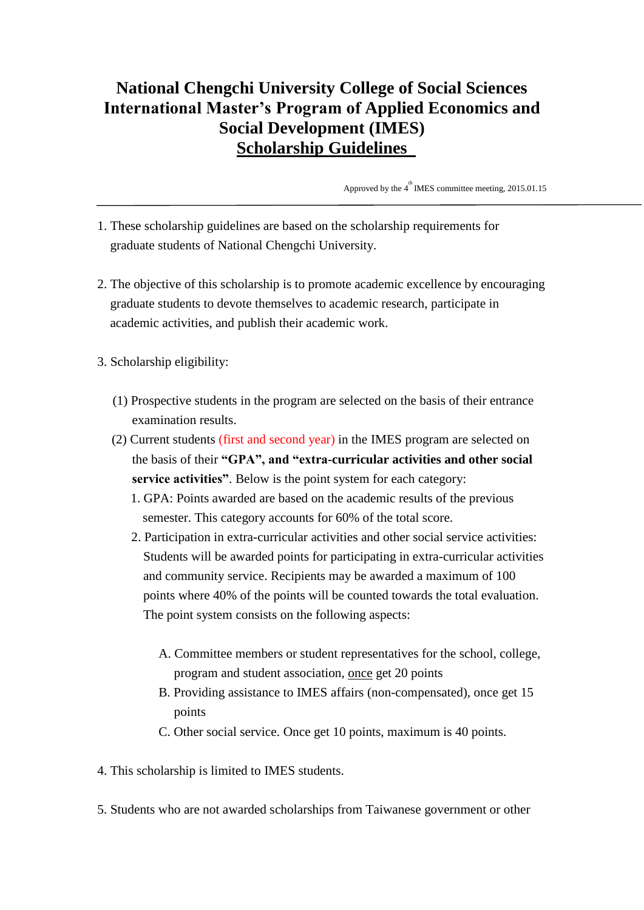# National Chengchi University College of Social Sciences International Master's Program of Applied Economics and Social Development (IMES)

## <u>Scholarship Guidelines</u>

Approved by the 4th IMES committee meeting, 2015.01.15

---

1. These scholarship guidelines are based on the scholarship requirements for graduate students of National Chengchi University.

2. The objective of this scholarship is to promote academic excellence by encouraging graduate students to devote themselves to academic research, participate in academic activities, and publish their academic work.

3. Scholarship eligibility:

   (1) Prospective students in the program are selected on the basis of their entrance examination results.

   (2) Current students (first and second year) in the IMES program are selected on the basis of their **"GPA", and "extra-curricular activities and other social service activities"**. Below is the point system for each category:

      1. GPA: Points awarded are based on the academic results of the previous semester. This category accounts for 60% of the total score.
      2. Participation in extra-curricular activities and other social service activities: Students will be awarded points for participating in extra-curricular activities and community service. Recipients may be awarded a maximum of 100 points where 40% of the points will be counted towards the total evaluation. The point system consists on the following aspects:

         A. Committee members or student representatives for the school, college, program and student association, <u>once</u> get 20 points
         B. Providing assistance to IMES affairs (non-compensated), once get 15 points
         C. Other social service. Once get 10 points, maximum is 40 points.

4. This scholarship is limited to IMES students.

5. Students who are not awarded scholarships from Taiwanese government or other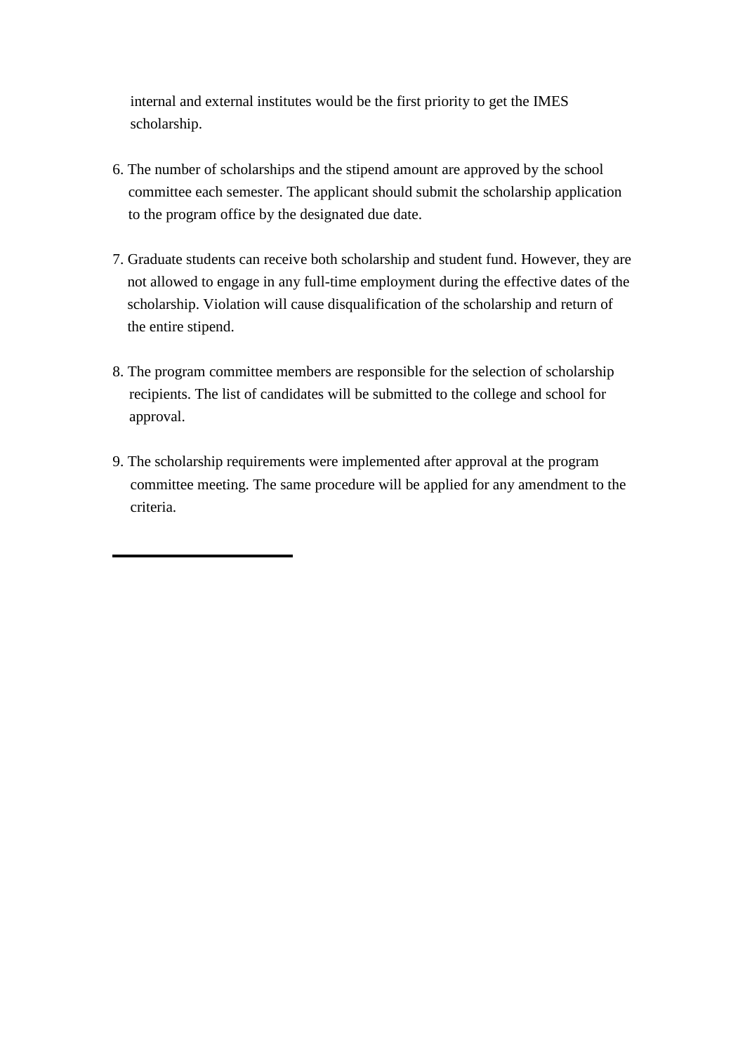internal and external institutes would be the first priority to get the IMES scholarship.

6. The number of scholarships and the stipend amount are approved by the school committee each semester. The applicant should submit the scholarship application to the program office by the designated due date.

7. Graduate students can receive both scholarship and student fund. However, they are not allowed to engage in any full-time employment during the effective dates of the scholarship. Violation will cause disqualification of the scholarship and return of the entire stipend.

8. The program committee members are responsible for the selection of scholarship recipients. The list of candidates will be submitted to the college and school for approval.

9. The scholarship requirements were implemented after approval at the program committee meeting. The same procedure will be applied for any amendment to the criteria.

---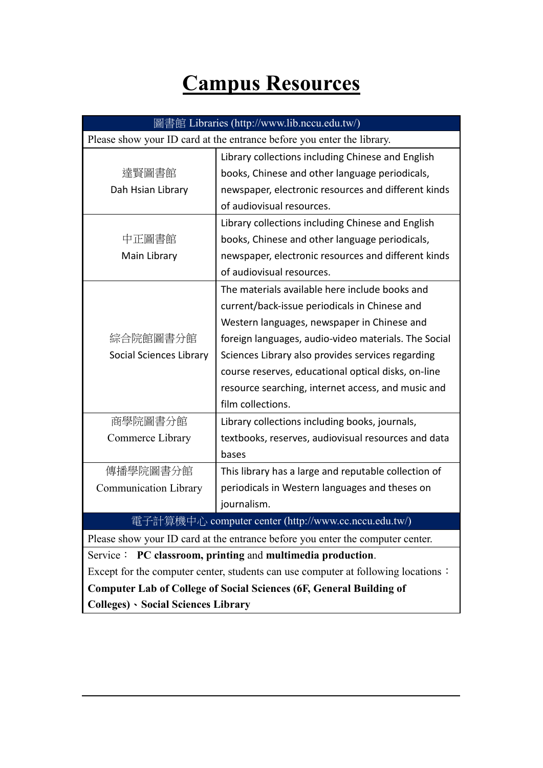# Campus Resources

| 圖書館 Libraries (http://www.lib.nccu.edu.tw/) | |
|---|---|
| Please show your ID card at the entrance before you enter the library. | |
| 達賢圖書館<br>Dah Hsian Library | Library collections including Chinese and English books, Chinese and other language periodicals, newspaper, electronic resources and different kinds of audiovisual resources. |
| 中正圖書館<br>Main Library | Library collections including Chinese and English books, Chinese and other language periodicals, newspaper, electronic resources and different kinds of audiovisual resources. |
| 綜合院館圖書分館<br>Social Sciences Library | The materials available here include books and current/back-issue periodicals in Chinese and Western languages, newspaper in Chinese and foreign languages, audio-video materials. The Social Sciences Library also provides services regarding course reserves, educational optical disks, on-line resource searching, internet access, and music and film collections. |
| 商學院圖書分館<br>Commerce Library | Library collections including books, journals, textbooks, reserves, audiovisual resources and data bases |
| 傳播學院圖書分館<br>Communication Library | This library has a large and reputable collection of periodicals in Western languages and theses on journalism. |
| 電子計算機中心 computer center (http://www.cc.nccu.edu.tw/) | |
| Please show your ID card at the entrance before you enter the computer center. | |
| Service： **PC classroom, printing** and **multimedia production**.<br>Except for the computer center, students can use computer at following locations：<br>**Computer Lab of College of Social Sciences (6F, General Building of Colleges)、Social Sciences Library** | |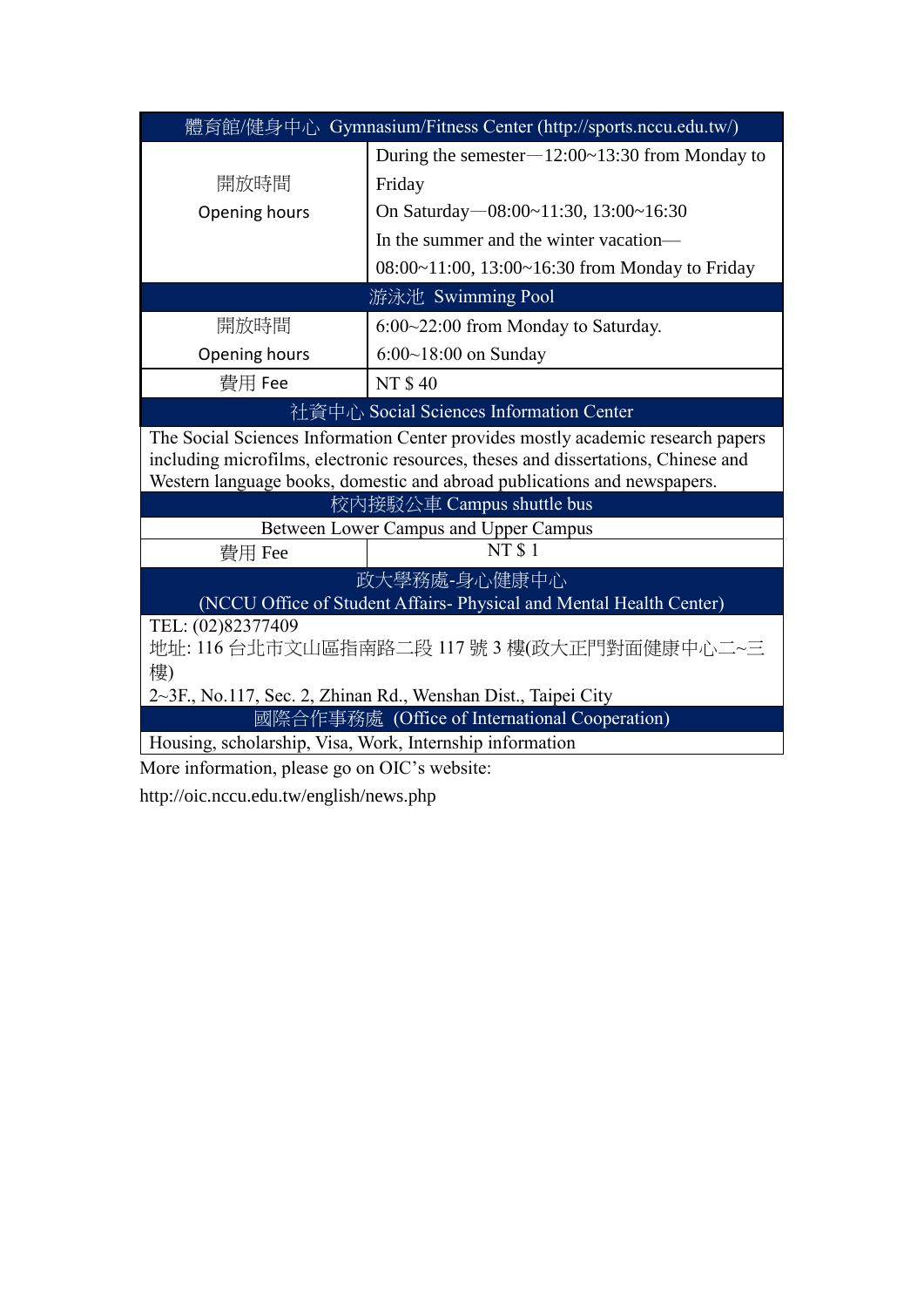| 體育館/健身中心 Gymnasium/Fitness Center (http://sports.nccu.edu.tw/) | |
|---|---|
| 開放時間<br>Opening hours | During the semester—12:00~13:30 from Monday to Friday<br>On Saturday—08:00~11:30, 13:00~16:30<br>In the summer and the winter vacation—<br>08:00~11:00, 13:00~16:30 from Monday to Friday |
| **游泳池 Swimming Pool** | |
| 開放時間<br>Opening hours | 6:00~22:00 from Monday to Saturday.<br>6:00~18:00 on Sunday |
| 費用 Fee | NT $ 40 |
| **社資中心 Social Sciences Information Center** | |
| The Social Sciences Information Center provides mostly academic research papers including microfilms, electronic resources, theses and dissertations, Chinese and Western language books, domestic and abroad publications and newspapers. | |
| **校內接駁公車 Campus shuttle bus** | |
| Between Lower Campus and Upper Campus | |
| 費用 Fee | NT $ 1 |
| **政大學務處-身心健康中心 (NCCU Office of Student Affairs- Physical and Mental Health Center)** | |
| TEL: (02)82377409<br>地址: 116 台北市文山區指南路二段 117 號 3 樓(政大正門對面健康中心二~三樓)<br>2~3F., No.117, Sec. 2, Zhinan Rd., Wenshan Dist., Taipei City | |
| **國際合作事務處 (Office of International Cooperation)** | |
| Housing, scholarship, Visa, Work, Internship information | |

More information, please go on OIC's website:

http://oic.nccu.edu.tw/english/news.php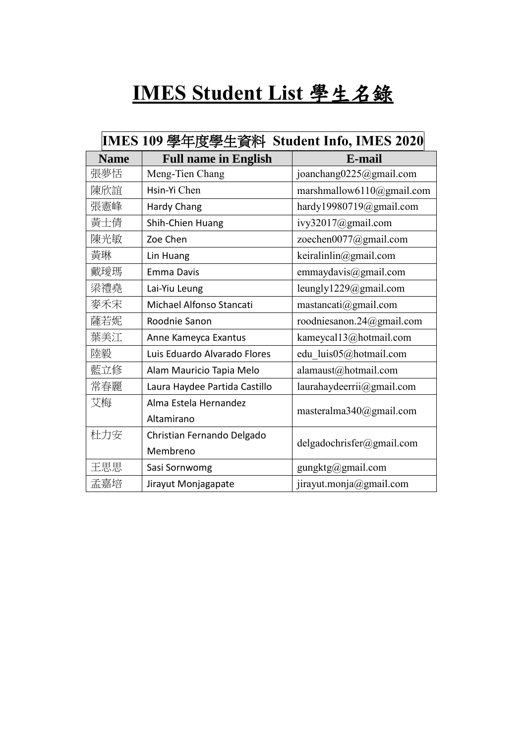# IMES Student List 學生名錄

| IMES 109 學年度學生資料 Student Info, IMES 2020 | | |
|---|---|---|
| **Name** | **Full name in English** | **E-mail** |
| 張夢恬 | Meng-Tien Chang | joanchang0225@gmail.com |
| 陳欣誼 | Hsin-Yi Chen | marshmallow6110@gmail.com |
| 張憲峰 | Hardy Chang | hardy19980719@gmail.com |
| 黃士倩 | Shih-Chien Huang | ivy32017@gmail.com |
| 陳光敏 | Zoe Chen | zoechen0077@gmail.com |
| 黃琳 | Lin Huang | keiralinlin@gmail.com |
| 戴璦瑪 | Emma Davis | emmaydavis@gmail.com |
| 梁禮堯 | Lai-Yiu Leung | leungly1229@gmail.com |
| 麥禾宋 | Michael Alfonso Stancati | mastancati@gmail.com |
| 薩若妮 | Roodnie Sanon | roodniesanon.24@gmail.com |
| 葉美江 | Anne Kameyca Exantus | kameycal13@hotmail.com |
| 陸毅 | Luis Eduardo Alvarado Flores | edu_luis05@hotmail.com |
| 藍立修 | Alam Mauricio Tapia Melo | alamaust@hotmail.com |
| 常春麗 | Laura Haydee Partida Castillo | laurahaydeerrii@gmail.com |
| 艾梅 | Alma Estela Hernandez Altamirano | masteralma340@gmail.com |
| 杜力安 | Christian Fernando Delgado Membreno | delgadochrisfer@gmail.com |
| 王思思 | Sasi Sornwomg | gungktg@gmail.com |
| 孟嘉培 | Jirayut Monjagapate | jirayut.monja@gmail.com |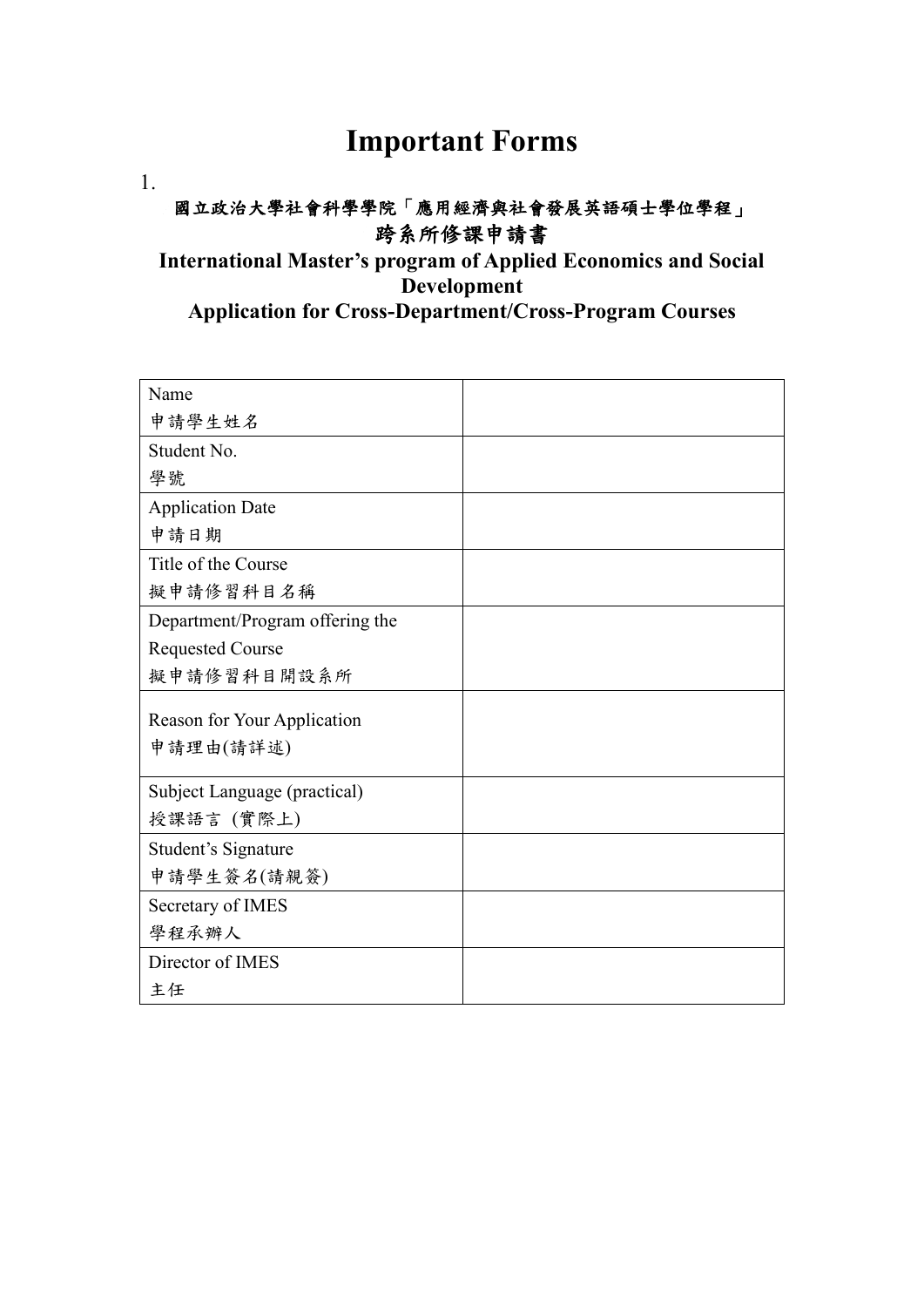# Important Forms

1.

### 國立政治大學社會科學學院「應用經濟與社會發展英語碩士學位學程」

### 跨系所修課申請書

### International Master's program of Applied Economics and Social Development

### Application for Cross-Department/Cross-Program Courses

| | |
|---|---|
| Name<br>申請學生姓名 | |
| Student No.<br>學號 | |
| Application Date<br>申請日期 | |
| Title of the Course<br>擬申請修習科目名稱 | |
| Department/Program offering the Requested Course<br>擬申請修習科目開設系所 | |
| Reason for Your Application<br>申請理由(請詳述) | |
| Subject Language (practical)<br>授課語言 (實際上) | |
| Student's Signature<br>申請學生簽名(請親簽) | |
| Secretary of IMES<br>學程承辦人 | |
| Director of IMES<br>主任 | |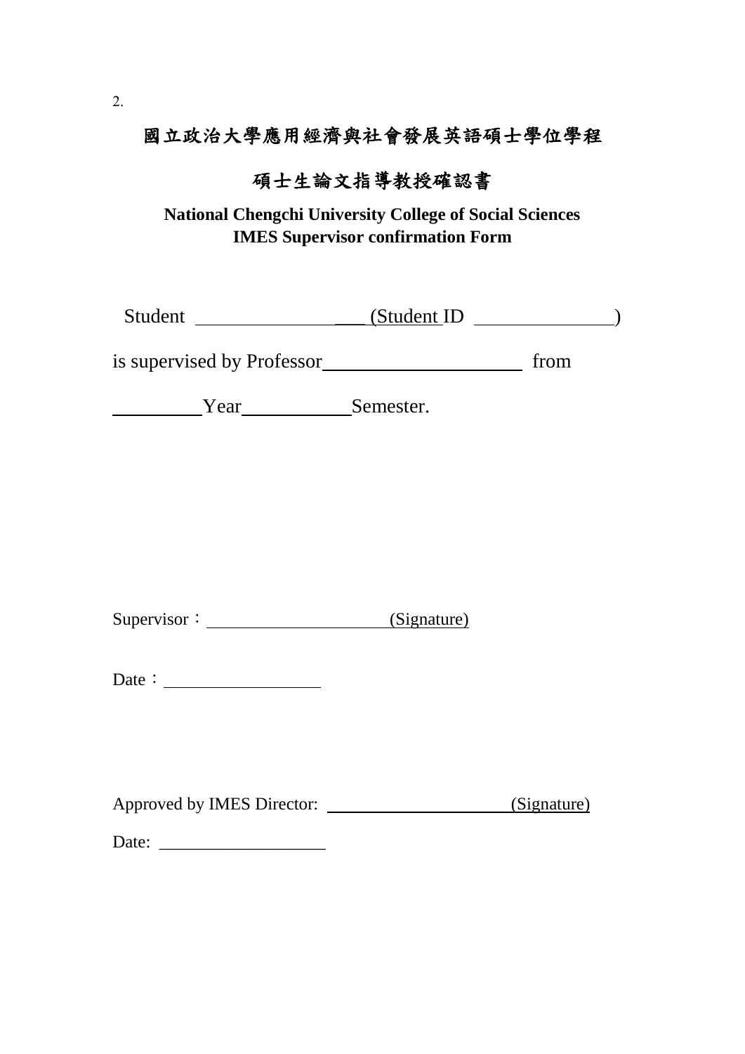2.

# 國立政治大學應用經濟與社會發展英語碩士學位學程

# 碩士生論文指導教授確認書

**National Chengchi University College of Social Sciences**
**IMES Supervisor confirmation Form**

Student ____________________ (Student ID ________________)

is supervised by Professor ______________________ from

__________ Year ____________ Semester.

Supervisor：____________________ (Signature)

Date：__________________

Approved by IMES Director: ____________________ (Signature)

Date: ____________________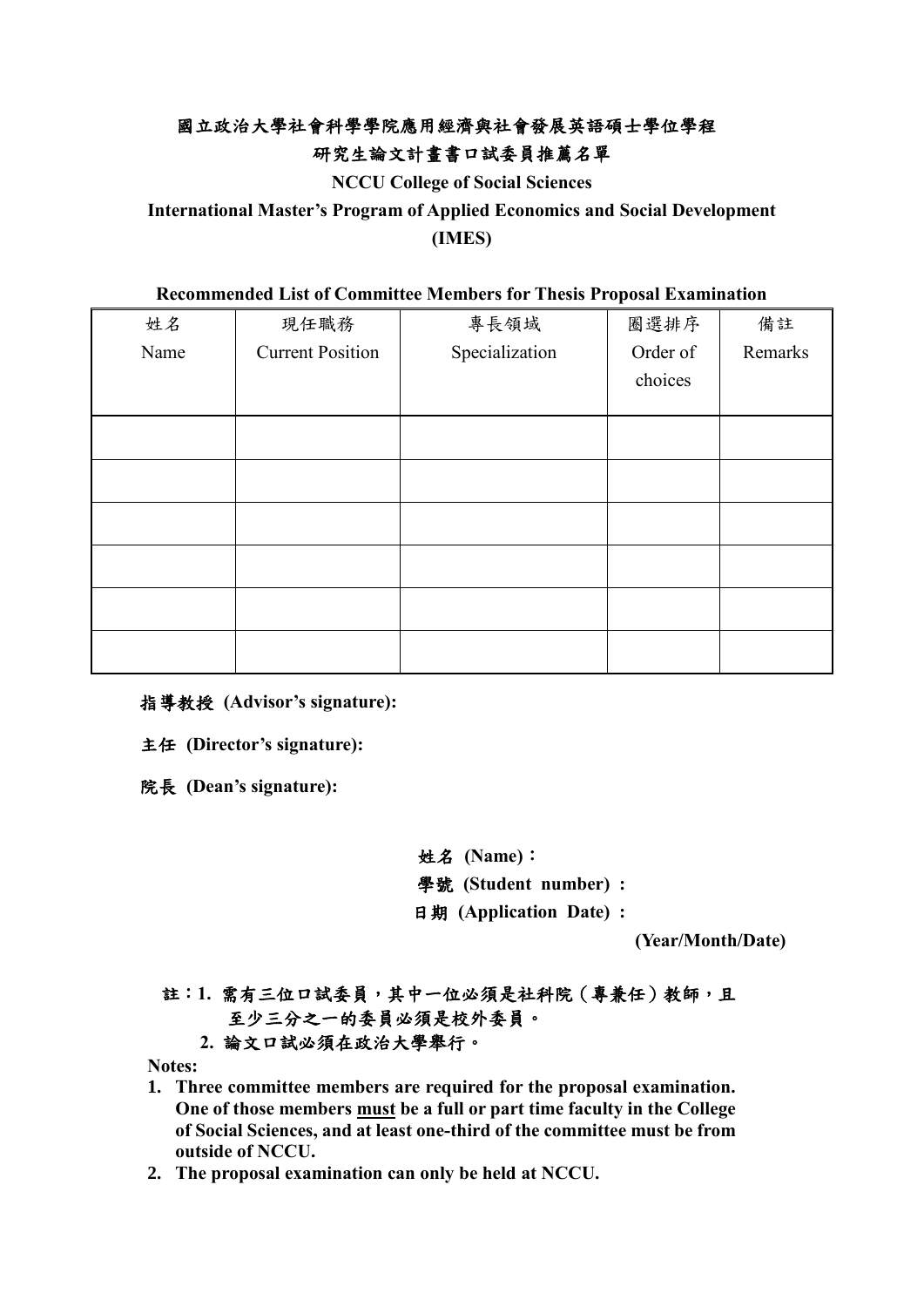# 國立政治大學社會科學學院應用經濟與社會發展英語碩士學位學程

## 研究生論文計畫書口試委員推薦名單

**NCCU College of Social Sciences**

**International Master's Program of Applied Economics and Social Development**

**(IMES)**

**Recommended List of Committee Members for Thesis Proposal Examination**

| 姓名 Name | 現任職務 Current Position | 專長領域 Specialization | 圈選排序 Order of choices | 備註 Remarks |
|---|---|---|---|---|
| | | | | |
| | | | | |
| | | | | |
| | | | | |
| | | | | |
| | | | | |

**指導教授 (Advisor's signature):**

**主任 (Director's signature):**

**院長 (Dean's signature):**

**姓名 (Name)：**

**學號 (Student number)：**

**日期 (Application Date)：**

**(Year/Month/Date)**

**註：1. 需有三位口試委員，其中一位必須是社科院（專兼任）教師，且至少三分之一的委員必須是校外委員。**

**2. 論文口試必須在政治大學舉行。**

**Notes:**

1. **Three committee members are required for the proposal examination. One of those members must be a full or part time faculty in the College of Social Sciences, and at least one-third of the committee must be from outside of NCCU.**
2. **The proposal examination can only be held at NCCU.**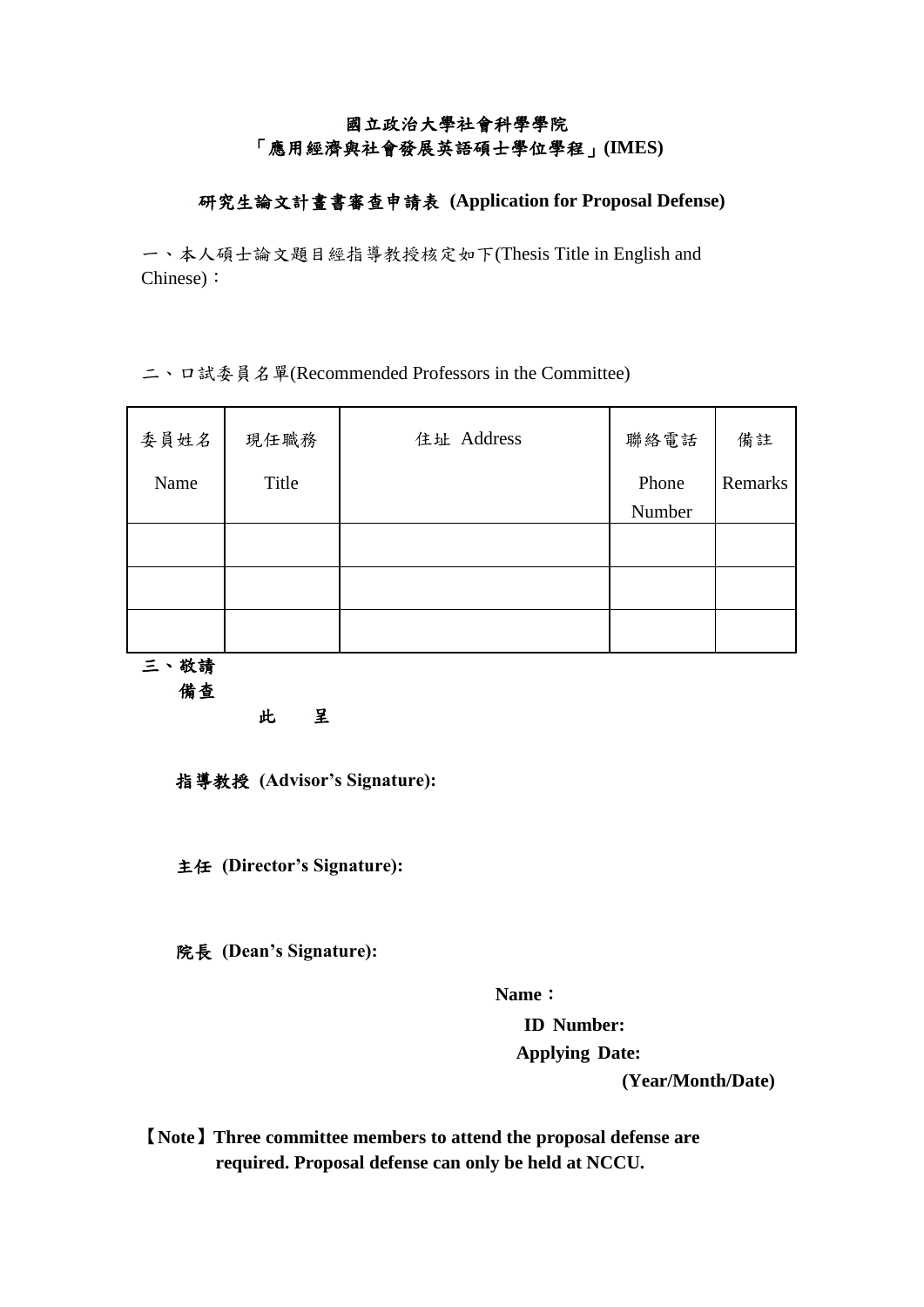**國立政治大學社會科學學院**

**「應用經濟與社會發展英語碩士學位學程」(IMES)**

**研究生論文計畫書審查申請表 (Application for Proposal Defense)**

一、本人碩士論文題目經指導教授核定如下(Thesis Title in English and Chinese)：

二、口試委員名單(Recommended Professors in the Committee)

| 委員姓名 Name | 現任職務 Title | 住址 Address | 聯絡電話 Phone Number | 備註 Remarks |
|---|---|---|---|---|
| | | | | |
| | | | | |
| | | | | |

**三、敬請**

**備查**

**此　呈**

**指導教授 (Advisor's Signature):**

**主任 (Director's Signature):**

**院長 (Dean's Signature):**

**Name：**

**ID Number:**

**Applying Date:**

**(Year/Month/Date)**

**【Note】Three committee members to attend the proposal defense are required. Proposal defense can only be held at NCCU.**